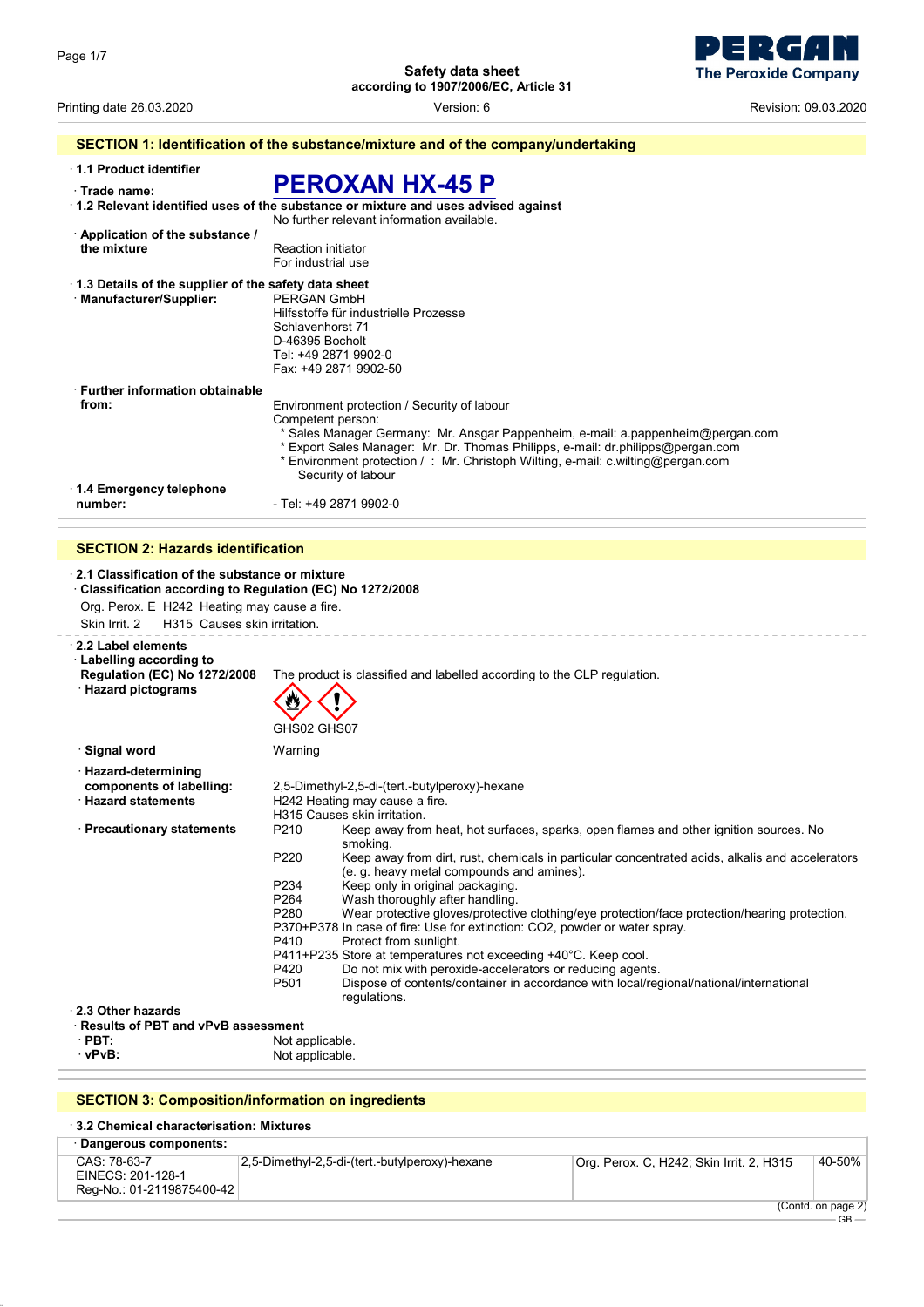Safety data sheet
according to 1907/2006/EC, Article 31

PERGAN
The Peroxide Company

Printing date 26.03.2020 Version: 6 Revision: 09.03.2020

## SECTION 1: Identification of the substance/mixture and of the company/undertaking

· **1.1 Product identifier**

· **Trade name:** **PEROXAN HX-45 P**

· **1.2 Relevant identified uses of the substance or mixture and uses advised against**
No further relevant information available.

· **Application of the substance / the mixture**
Reaction initiator
For industrial use

· **1.3 Details of the supplier of the safety data sheet**

· **Manufacturer/Supplier:**
PERGAN GmbH
Hilfsstoffe für industrielle Prozesse
Schlavenhorst 71
D-46395 Bocholt
Tel: +49 2871 9902-0
Fax: +49 2871 9902-50

· **Further information obtainable from:**
Environment protection / Security of labour
Competent person:
* Sales Manager Germany: Mr. Ansgar Pappenheim, e-mail: a.pappenheim@pergan.com
* Export Sales Manager: Mr. Dr. Thomas Philipps, e-mail: dr.philipps@pergan.com
* Environment protection / Security of labour : Mr. Christoph Wilting, e-mail: c.wilting@pergan.com

· **1.4 Emergency telephone number:**
- Tel: +49 2871 9902-0

## SECTION 2: Hazards identification

· **2.1 Classification of the substance or mixture**

· **Classification according to Regulation (EC) No 1272/2008**

Org. Perox. E H242 Heating may cause a fire.

Skin Irrit. 2 H315 Causes skin irritation.

· **2.2 Label elements**

· **Labelling according to Regulation (EC) No 1272/2008**
The product is classified and labelled according to the CLP regulation.

· **Hazard pictograms**
GHS02 GHS07

· **Signal word**
Warning

· **Hazard-determining components of labelling:**
2,5-Dimethyl-2,5-di-(tert.-butylperoxy)-hexane

· **Hazard statements**
H242 Heating may cause a fire.
H315 Causes skin irritation.

· **Precautionary statements**

P210 Keep away from heat, hot surfaces, sparks, open flames and other ignition sources. No smoking.
P220 Keep away from dirt, rust, chemicals in particular concentrated acids, alkalis and accelerators (e. g. heavy metal compounds and amines).
P234 Keep only in original packaging.
P264 Wash thoroughly after handling.
P280 Wear protective gloves/protective clothing/eye protection/face protection/hearing protection.
P370+P378 In case of fire: Use for extinction: CO2, powder or water spray.
P410 Protect from sunlight.
P411+P235 Store at temperatures not exceeding +40°C. Keep cool.
P420 Do not mix with peroxide-accelerators or reducing agents.
P501 Dispose of contents/container in accordance with local/regional/national/international regulations.

· **2.3 Other hazards**

· **Results of PBT and vPvB assessment**

· **PBT:** Not applicable.

· **vPvB:** Not applicable.

## SECTION 3: Composition/information on ingredients

· **3.2 Chemical characterisation: Mixtures**

· **Dangerous components:**

| | | | |
|---|---|---|---|
| CAS: 78-63-7<br>EINECS: 201-128-1<br>Reg-No.: 01-2119875400-42 | 2,5-Dimethyl-2,5-di-(tert.-butylperoxy)-hexane | Org. Perox. C, H242; Skin Irrit. 2, H315 | 40-50% |

(Contd. on page 2)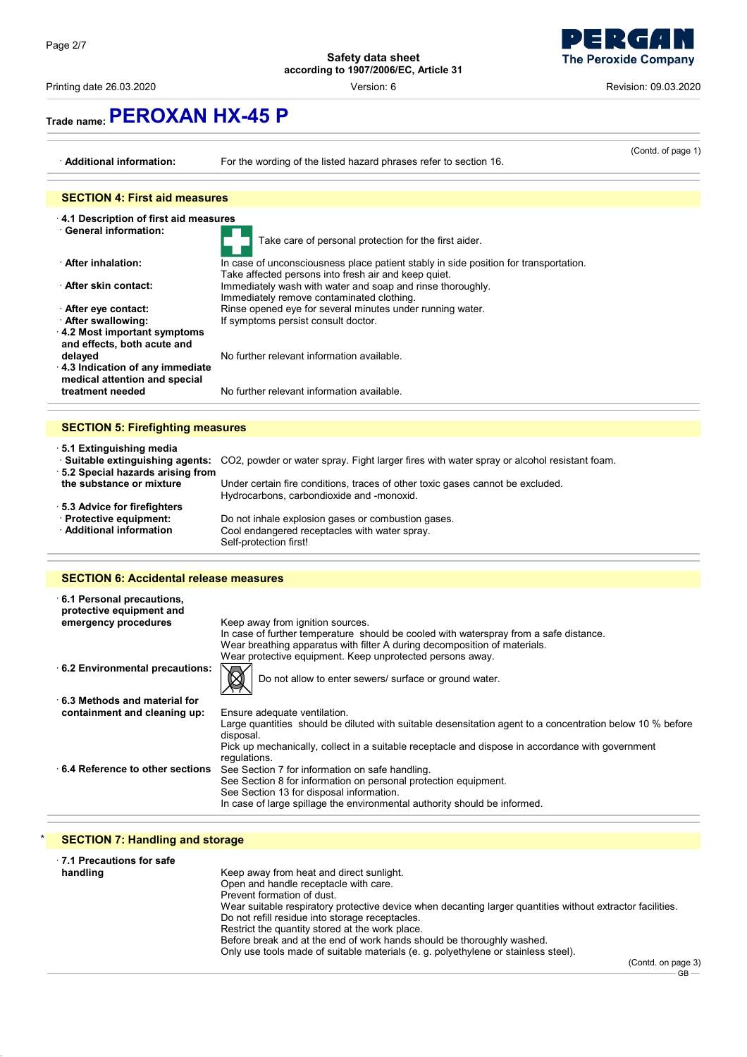## Trade name: PEROXAN HX-45 P

(Contd. of page 1)

· **Additional information:** For the wording of the listed hazard phrases refer to section 16.

### SECTION 4: First aid measures

· **4.1 Description of first aid measures**

· **General information:** Take care of personal protection for the first aider.

· **After inhalation:** In case of unconsciousness place patient stably in side position for transportation. Take affected persons into fresh air and keep quiet.

· **After skin contact:** Immediately wash with water and soap and rinse thoroughly. Immediately remove contaminated clothing.

· **After eye contact:** Rinse opened eye for several minutes under running water.

· **After swallowing:** If symptoms persist consult doctor.

· **4.2 Most important symptoms and effects, both acute and delayed** No further relevant information available.

· **4.3 Indication of any immediate medical attention and special treatment needed** No further relevant information available.

### SECTION 5: Firefighting measures

· **5.1 Extinguishing media**

· **Suitable extinguishing agents:** $CO_2$, powder or water spray. Fight larger fires with water spray or alcohol resistant foam.

· **5.2 Special hazards arising from the substance or mixture** Under certain fire conditions, traces of other toxic gases cannot be excluded. Hydrocarbons, carbondioxide and -monoxid.

· **5.3 Advice for firefighters**

· **Protective equipment:** Do not inhale explosion gases or combustion gases.

· **Additional information** Cool endangered receptacles with water spray. Self-protection first!

### SECTION 6: Accidental release measures

· **6.1 Personal precautions, protective equipment and emergency procedures** Keep away from ignition sources.
In case of further temperature should be cooled with waterspray from a safe distance.
Wear breathing apparatus with filter A during decomposition of materials.
Wear protective equipment. Keep unprotected persons away.

· **6.2 Environmental precautions:** Do not allow to enter sewers/ surface or ground water.

· **6.3 Methods and material for containment and cleaning up:** Ensure adequate ventilation.
Large quantities should be diluted with suitable desensitation agent to a concentration below 10 % before disposal.
Pick up mechanically, collect in a suitable receptacle and dispose in accordance with government regulations.

· **6.4 Reference to other sections** See Section 7 for information on safe handling.
See Section 8 for information on personal protection equipment.
See Section 13 for disposal information.
In case of large spillage the environmental authority should be informed.

### * SECTION 7: Handling and storage

· **7.1 Precautions for safe handling**
Keep away from heat and direct sunlight.
Open and handle receptacle with care.
Prevent formation of dust.
Wear suitable respiratory protective device when decanting larger quantities without extractor facilities.
Do not refill residue into storage receptacles.
Restrict the quantity stored at the work place.
Before break and at the end of work hands should be thoroughly washed.
Only use tools made of suitable materials (e. g. polyethylene or stainless steel).

(Contd. on page 3)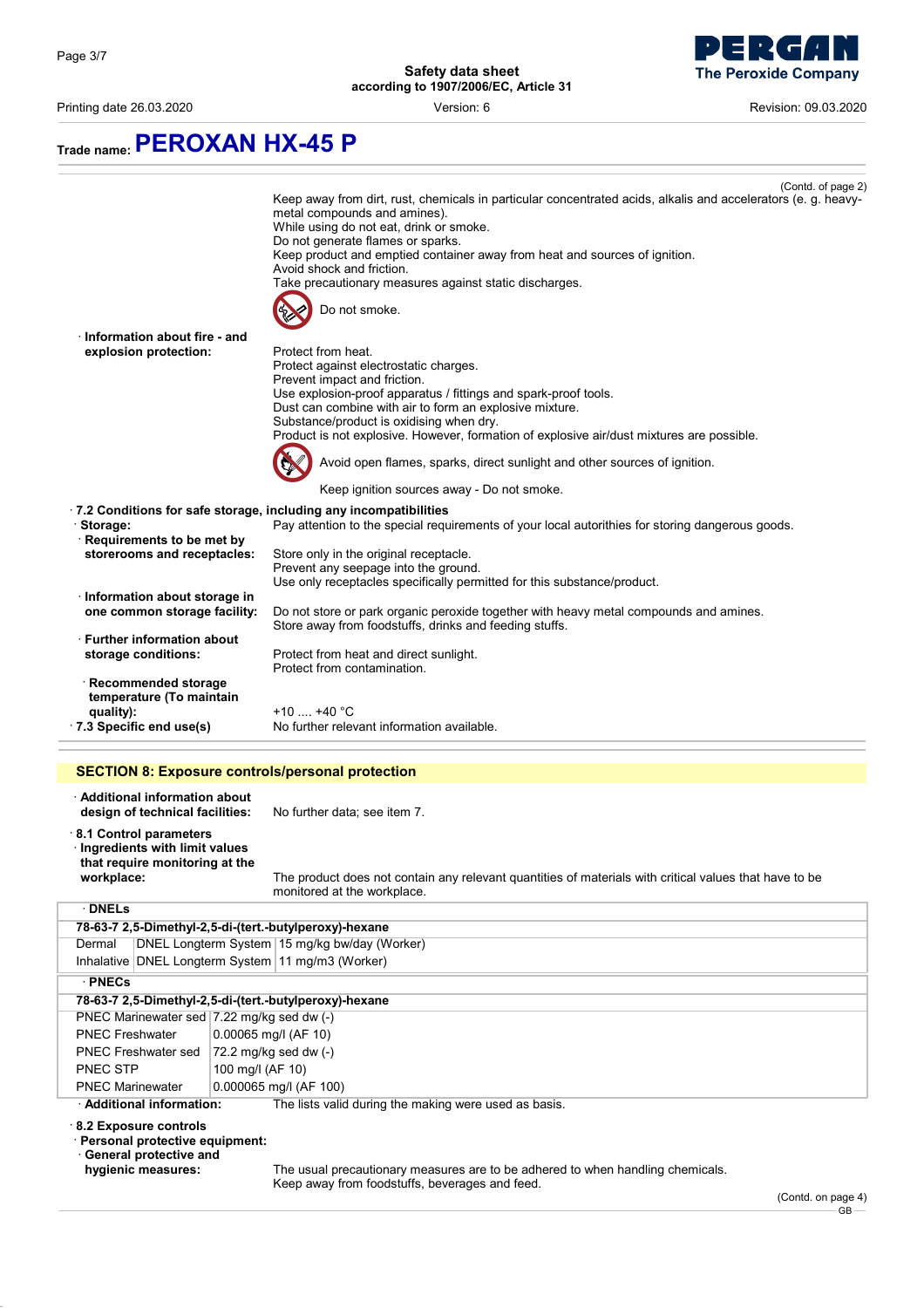# Trade name: PEROXAN HX-45 P

(Contd. of page 2)

Keep away from dirt, rust, chemicals in particular concentrated acids, alkalis and accelerators (e. g. heavy-metal compounds and amines).
While using do not eat, drink or smoke.
Do not generate flames or sparks.
Keep product and emptied container away from heat and sources of ignition.
Avoid shock and friction.
Take precautionary measures against static discharges.

Do not smoke.

· **Information about fire - and explosion protection:**
Protect from heat.
Protect against electrostatic charges.
Prevent impact and friction.
Use explosion-proof apparatus / fittings and spark-proof tools.
Dust can combine with air to form an explosive mixture.
Substance/product is oxidising when dry.
Product is not explosive. However, formation of explosive air/dust mixtures are possible.

Avoid open flames, sparks, direct sunlight and other sources of ignition.

Keep ignition sources away - Do not smoke.

· **7.2 Conditions for safe storage, including any incompatibilities**

· **Storage:** Pay attention to the special requirements of your local autorithies for storing dangerous goods.

· **Requirements to be met by storerooms and receptacles:**
Store only in the original receptacle.
Prevent any seepage into the ground.
Use only receptacles specifically permitted for this substance/product.

· **Information about storage in one common storage facility:**
Do not store or park organic peroxide together with heavy metal compounds and amines.
Store away from foodstuffs, drinks and feeding stuffs.

· **Further information about storage conditions:**
Protect from heat and direct sunlight.
Protect from contamination.

· **Recommended storage temperature (To maintain quality):** +10 .... +40 °C

· **7.3 Specific end use(s)** No further relevant information available.

## SECTION 8: Exposure controls/personal protection

· **Additional information about design of technical facilities:** No further data; see item 7.

· **8.1 Control parameters**

· **Ingredients with limit values that require monitoring at the workplace:**
The product does not contain any relevant quantities of materials with critical values that have to be monitored at the workplace.

· **DNELs**

| 78-63-7 2,5-Dimethyl-2,5-di-(tert.-butylperoxy)-hexane | | |
|---|---|---|
| Dermal | DNEL Longterm System | 15 mg/kg bw/day (Worker) |
| Inhalative | DNEL Longterm System | 11 mg/m3 (Worker) |

· **PNECs**

| 78-63-7 2,5-Dimethyl-2,5-di-(tert.-butylperoxy)-hexane | |
|---|---|
| PNEC Marinewater sed | 7.22 mg/kg sed dw (-) |
| PNEC Freshwater | 0.00065 mg/l (AF 10) |
| PNEC Freshwater sed | 72.2 mg/kg sed dw (-) |
| PNEC STP | 100 mg/l (AF 10) |
| PNEC Marinewater | 0.000065 mg/l (AF 100) |

· **Additional information:** The lists valid during the making were used as basis.

· **8.2 Exposure controls**

· **Personal protective equipment:**

· **General protective and hygienic measures:**
The usual precautionary measures are to be adhered to when handling chemicals.
Keep away from foodstuffs, beverages and feed.

(Contd. on page 4)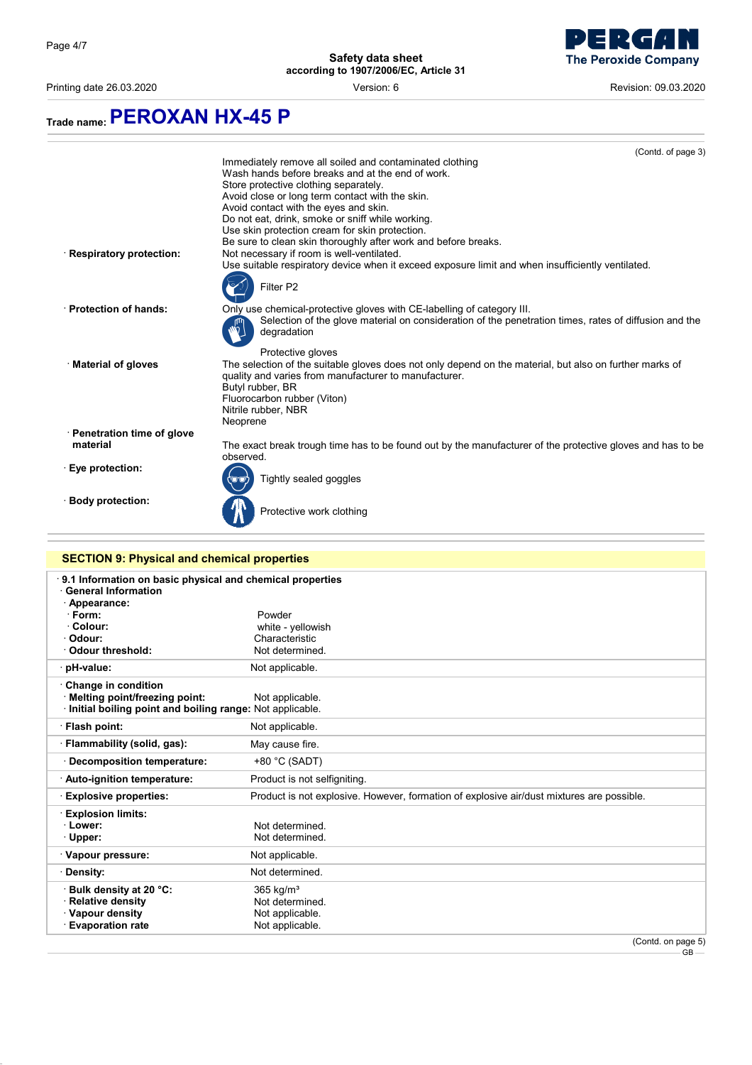**Trade name: PEROXAN HX-45 P**

(Contd. of page 3)

Immediately remove all soiled and contaminated clothing
Wash hands before breaks and at the end of work.
Store protective clothing separately.
Avoid close or long term contact with the skin.
Avoid contact with the eyes and skin.
Do not eat, drink, smoke or sniff while working.
Use skin protection cream for skin protection.
Be sure to clean skin thoroughly after work and before breaks.

· **Respiratory protection:** Not necessary if room is well-ventilated.
Use suitable respiratory device when it exceed exposure limit and when insufficiently ventilated.
Filter P2

· **Protection of hands:** Only use chemical-protective gloves with CE-labelling of category III.
Selection of the glove material on consideration of the penetration times, rates of diffusion and the degradation
Protective gloves

· **Material of gloves** The selection of the suitable gloves does not only depend on the material, but also on further marks of quality and varies from manufacturer to manufacturer.
Butyl rubber, BR
Fluorocarbon rubber (Viton)
Nitrile rubber, NBR
Neoprene

· **Penetration time of glove material** The exact break trough time has to be found out by the manufacturer of the protective gloves and has to be observed.

· **Eye protection:** Tightly sealed goggles

· **Body protection:** Protective work clothing

## SECTION 9: Physical and chemical properties

· **9.1 Information on basic physical and chemical properties**

· **General Information**

| Property | Value |
|---|---|
| · **Appearance:** | |
| · **Form:** | Powder |
| · **Colour:** | white - yellowish |
| · **Odour:** | Characteristic |
| · **Odour threshold:** | Not determined. |
| · **pH-value:** | Not applicable. |
| · **Change in condition** | |
| · **Melting point/freezing point:** | Not applicable. |
| · **Initial boiling point and boiling range:** | Not applicable. |
| · **Flash point:** | Not applicable. |
| · **Flammability (solid, gas):** | May cause fire. |
| · **Decomposition temperature:** | +80 °C (SADT) |
| · **Auto-ignition temperature:** | Product is not selfigniting. |
| · **Explosive properties:** | Product is not explosive. However, formation of explosive air/dust mixtures are possible. |
| · **Explosion limits:** | |
| · **Lower:** | Not determined. |
| · **Upper:** | Not determined. |
| · **Vapour pressure:** | Not applicable. |
| · **Density:** | Not determined. |
| · **Bulk density at 20 °C:** | 365 kg/m³ |
| · **Relative density** | Not determined. |
| · **Vapour density** | Not applicable. |
| · **Evaporation rate** | Not applicable. |

(Contd. on page 5)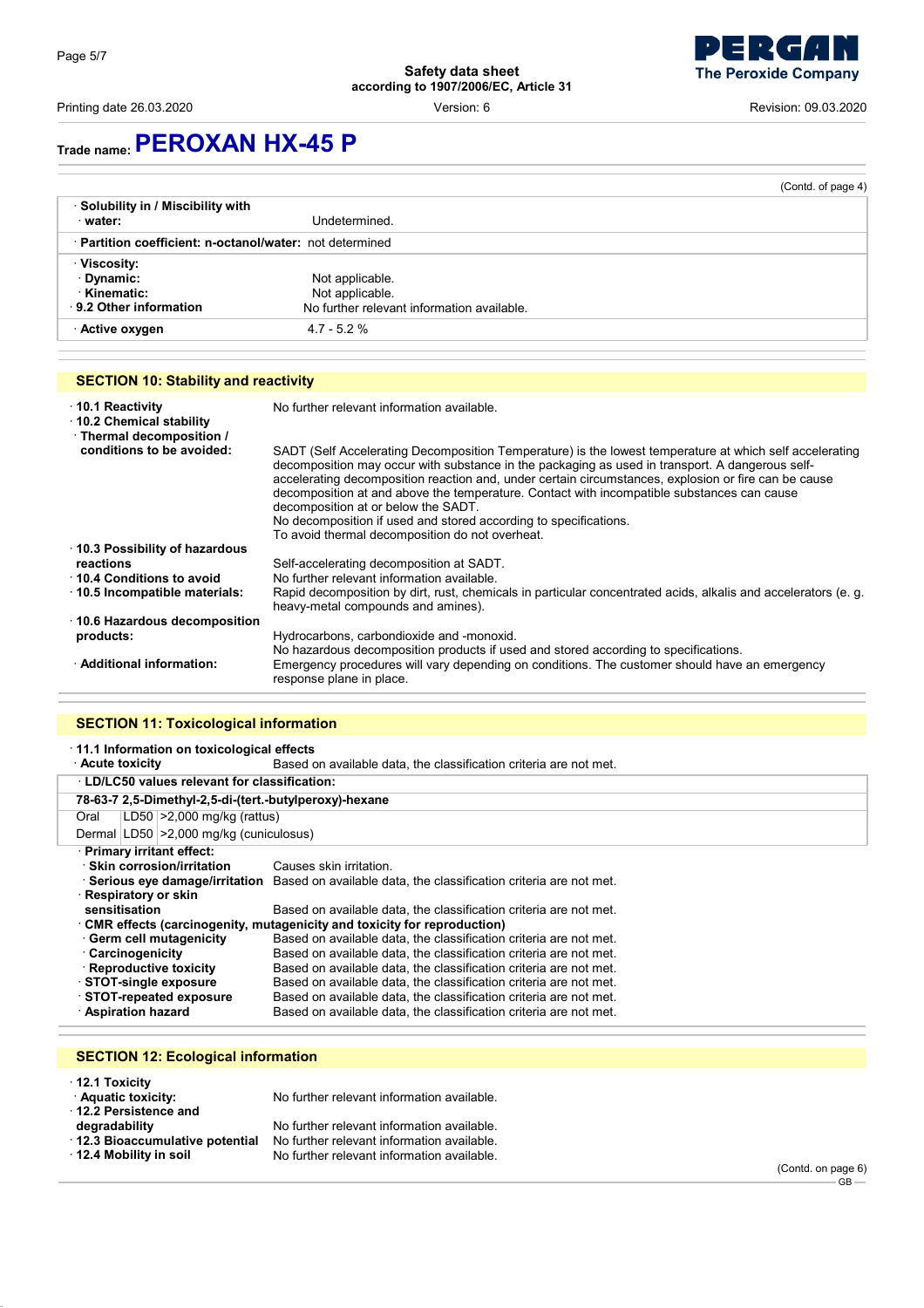Trade name: **PEROXAN HX-45 P**

(Contd. of page 4)

| | |
|---|---|
| · **Solubility in / Miscibility with** | |
| · **water:** | Undetermined. |
| · **Partition coefficient: n-octanol/water:** | not determined |
| · **Viscosity:** | |
| · **Dynamic:** | Not applicable. |
| · **Kinematic:** | Not applicable. |
| · **9.2 Other information** | No further relevant information available. |
| · **Active oxygen** | 4.7 - 5.2 % |

## SECTION 10: Stability and reactivity

· **10.1 Reactivity** No further relevant information available.

· **10.2 Chemical stability**

· **Thermal decomposition / conditions to be avoided:** SADT (Self Accelerating Decomposition Temperature) is the lowest temperature at which self accelerating decomposition may occur with substance in the packaging as used in transport. A dangerous self-accelerating decomposition reaction and, under certain circumstances, explosion or fire can be cause decomposition at and above the temperature. Contact with incompatible substances can cause decomposition at or below the SADT.
No decomposition if used and stored according to specifications.
To avoid thermal decomposition do not overheat.

· **10.3 Possibility of hazardous reactions** Self-accelerating decomposition at SADT.

· **10.4 Conditions to avoid** No further relevant information available.

· **10.5 Incompatible materials:** Rapid decomposition by dirt, rust, chemicals in particular concentrated acids, alkalis and accelerators (e. g. heavy-metal compounds and amines).

· **10.6 Hazardous decomposition products:** Hydrocarbons, carbondioxide and -monoxid.
No hazardous decomposition products if used and stored according to specifications.

· **Additional information:** Emergency procedures will vary depending on conditions. The customer should have an emergency response plane in place.

## SECTION 11: Toxicological information

· **11.1 Information on toxicological effects**

· **Acute toxicity** Based on available data, the classification criteria are not met.

· **LD/LC50 values relevant for classification:**

| **78-63-7 2,5-Dimethyl-2,5-di-(tert.-butylperoxy)-hexane** | | |
|---|---|---|
| Oral | LD50 | >2,000 mg/kg (rattus) |
| Dermal | LD50 | >2,000 mg/kg (cuniculosus) |

· **Primary irritant effect:**

· **Skin corrosion/irritation** Causes skin irritation.

· **Serious eye damage/irritation** Based on available data, the classification criteria are not met.

· **Respiratory or skin sensitisation** Based on available data, the classification criteria are not met.

· **CMR effects (carcinogenity, mutagenicity and toxicity for reproduction)**

· **Germ cell mutagenicity** Based on available data, the classification criteria are not met.

· **Carcinogenicity** Based on available data, the classification criteria are not met.

· **Reproductive toxicity** Based on available data, the classification criteria are not met.

· **STOT-single exposure** Based on available data, the classification criteria are not met.

· **STOT-repeated exposure** Based on available data, the classification criteria are not met.

· **Aspiration hazard** Based on available data, the classification criteria are not met.

## SECTION 12: Ecological information

· **12.1 Toxicity**

· **Aquatic toxicity:** No further relevant information available.

· **12.2 Persistence and degradability** No further relevant information available.

· **12.3 Bioaccumulative potential** No further relevant information available.

· **12.4 Mobility in soil** No further relevant information available.

(Contd. on page 6)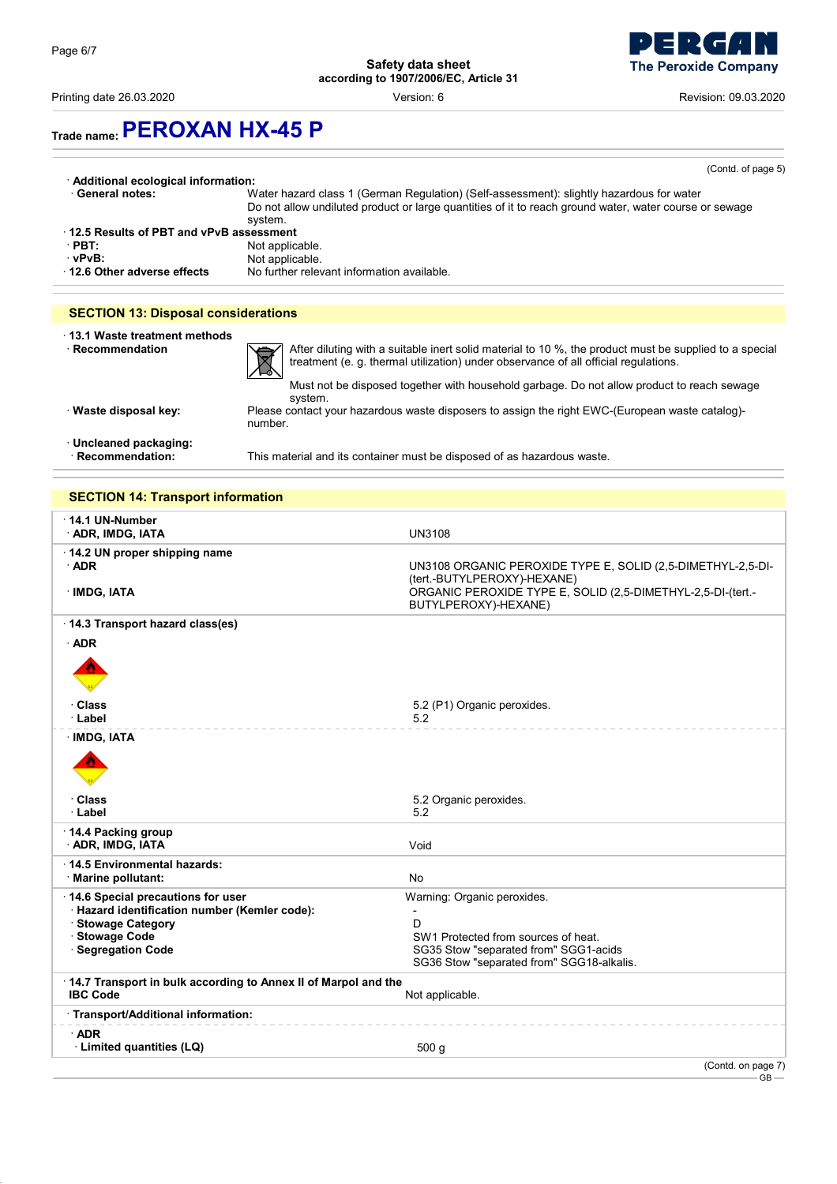Trade name: **PEROXAN HX-45 P**

(Contd. of page 5)

· **Additional ecological information:**

· **General notes:** Water hazard class 1 (German Regulation) (Self-assessment): slightly hazardous for water
Do not allow undiluted product or large quantities of it to reach ground water, water course or sewage system.

· **12.5 Results of PBT and vPvB assessment**

· **PBT:** Not applicable.

· **vPvB:** Not applicable.

· **12.6 Other adverse effects** No further relevant information available.

## SECTION 13: Disposal considerations

· **13.1 Waste treatment methods**

· **Recommendation** After diluting with a suitable inert solid material to 10 %, the product must be supplied to a special treatment (e. g. thermal utilization) under observance of all official regulations.

Must not be disposed together with household garbage. Do not allow product to reach sewage system.

· **Waste disposal key:** Please contact your hazardous waste disposers to assign the right EWC-(European waste catalog)-number.

· **Uncleaned packaging:**

· **Recommendation:** This material and its container must be disposed of as hazardous waste.

## SECTION 14: Transport information

| | |
|---|---|
| **· 14.1 UN-Number** | |
| **· ADR, IMDG, IATA** | UN3108 |
| **· 14.2 UN proper shipping name** | |
| **· ADR** | UN3108 ORGANIC PEROXIDE TYPE E, SOLID (2,5-DIMETHYL-2,5-DI-(tert.-BUTYLPEROXY)-HEXANE) |
| **· IMDG, IATA** | ORGANIC PEROXIDE TYPE E, SOLID (2,5-DIMETHYL-2,5-DI-(tert.-BUTYLPEROXY)-HEXANE) |
| **· 14.3 Transport hazard class(es)** | |
| **· ADR** | |
| **· Class** | 5.2 (P1) Organic peroxides. |
| **· Label** | 5.2 |
| **· IMDG, IATA** | |
| **· Class** | 5.2 Organic peroxides. |
| **· Label** | 5.2 |
| **· 14.4 Packing group** | |
| **· ADR, IMDG, IATA** | Void |
| **· 14.5 Environmental hazards:** | |
| **· Marine pollutant:** | No |
| **· 14.6 Special precautions for user** | Warning: Organic peroxides. |
| **· Hazard identification number (Kemler code):** | - |
| **· Stowage Category** | D |
| **· Stowage Code** | SW1 Protected from sources of heat. |
| **· Segregation Code** | SG35 Stow "separated from" SGG1-acids<br>SG36 Stow "separated from" SGG18-alkalis. |
| **· 14.7 Transport in bulk according to Annex II of Marpol and the IBC Code** | Not applicable. |
| **· Transport/Additional information:** | |
| **· ADR** | |
| **· Limited quantities (LQ)** | 500 g |

(Contd. on page 7)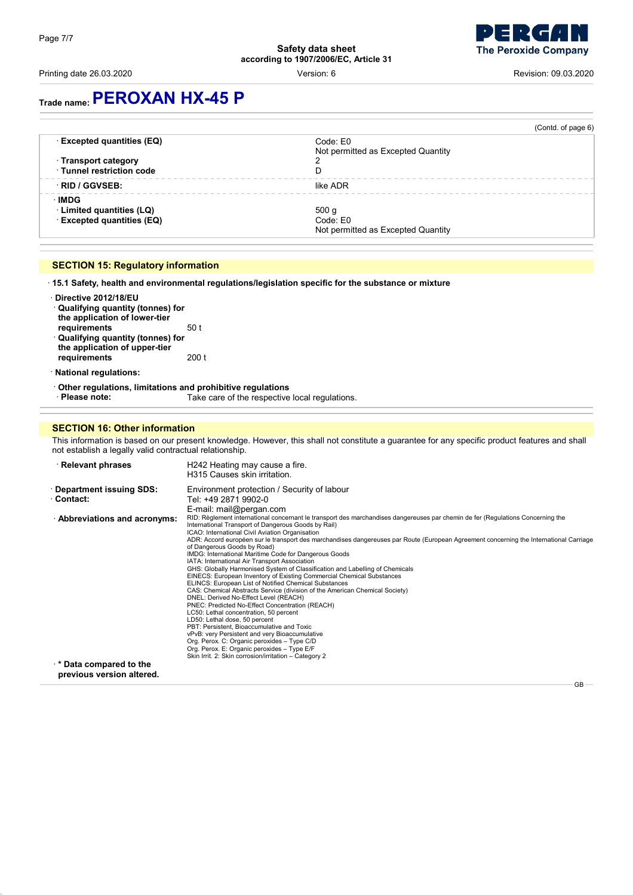Trade name: **PEROXAN HX-45 P**

(Contd. of page 6)

| | |
|---|---|
| · **Excepted quantities (EQ)** | Code: E0<br>Not permitted as Excepted Quantity |
| · **Transport category** | 2 |
| · **Tunnel restriction code** | D |
| · **RID / GGVSEB:** | like ADR |
| · **IMDG** | |
| · **Limited quantities (LQ)** | 500 g |
| · **Excepted quantities (EQ)** | Code: E0<br>Not permitted as Excepted Quantity |

## SECTION 15: Regulatory information

· **15.1 Safety, health and environmental regulations/legislation specific for the substance or mixture**

· **Directive 2012/18/EU**

· **Qualifying quantity (tonnes) for the application of lower-tier requirements** 50 t

· **Qualifying quantity (tonnes) for the application of upper-tier requirements** 200 t

· **National regulations:**

· **Other regulations, limitations and prohibitive regulations**

· **Please note:** Take care of the respective local regulations.

## SECTION 16: Other information

This information is based on our present knowledge. However, this shall not constitute a guarantee for any specific product features and shall not establish a legally valid contractual relationship.

· **Relevant phrases**

H242 Heating may cause a fire.
H315 Causes skin irritation.

· **Department issuing SDS:** Environment protection / Security of labour

· **Contact:** Tel: +49 2871 9902-0
E-mail: mail@pergan.com

· **Abbreviations and acronyms:**

RID: Règlement international concernant le transport des marchandises dangereuses par chemin de fer (Regulations Concerning the International Transport of Dangerous Goods by Rail)
ICAO: International Civil Aviation Organisation
ADR: Accord européen sur le transport des marchandises dangereuses par Route (European Agreement concerning the International Carriage of Dangerous Goods by Road)
IMDG: International Maritime Code for Dangerous Goods
IATA: International Air Transport Association
GHS: Globally Harmonised System of Classification and Labelling of Chemicals
EINECS: European Inventory of Existing Commercial Chemical Substances
ELINCS: European List of Notified Chemical Substances
CAS: Chemical Abstracts Service (division of the American Chemical Society)
DNEL: Derived No-Effect Level (REACH)
PNEC: Predicted No-Effect Concentration (REACH)
LC50: Lethal concentration, 50 percent
LD50: Lethal dose, 50 percent
PBT: Persistent, Bioaccumulative and Toxic
vPvB: very Persistent and very Bioaccumulative
Org. Perox. C: Organic peroxides – Type C/D
Org. Perox. E: Organic peroxides – Type E/F
Skin Irrit. 2: Skin corrosion/irritation – Category 2

· * **Data compared to the previous version altered.**